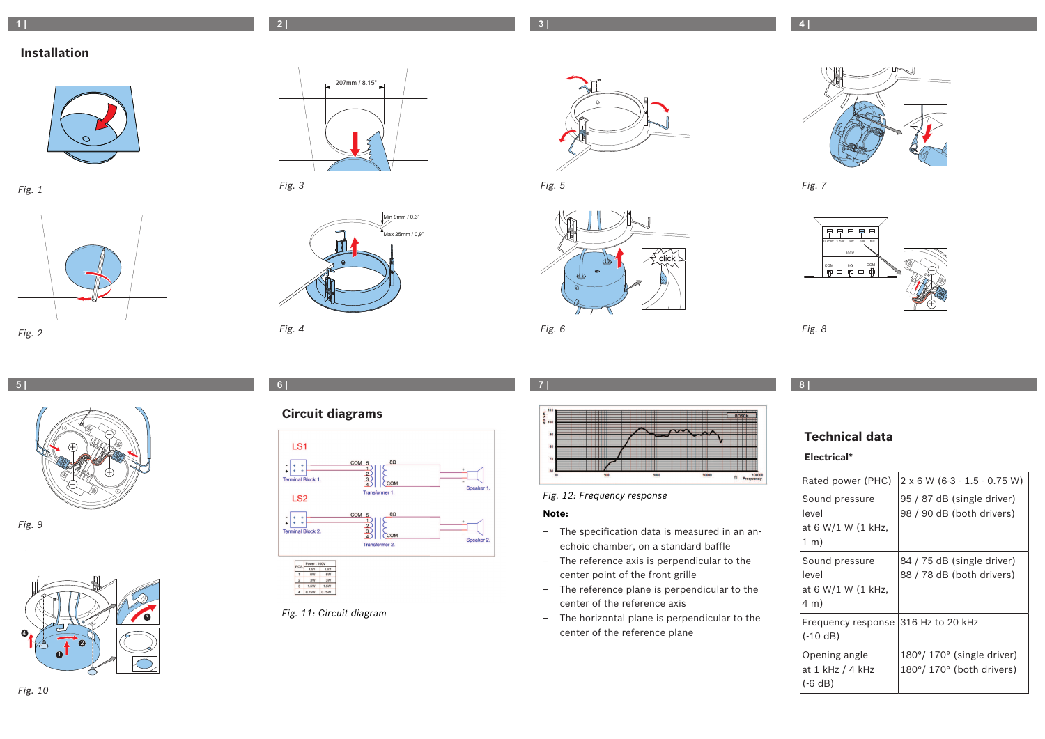## Installation

Fig. 1

Fig. 2

207mm / 8.15"

Fig. 3

Min 9mm / 0.3"

Max 25mm / 0,9"

Fig. 4

Fig. 5

click

Fig. 6

Fig. 7

Fig. 8

Fig. 9

Fig. 10

## Circuit diagrams

LS1

Terminal Block 1.

Transformer 1.

Speaker 1.

LS2

Terminal Block 2.

Transformer 2.

Speaker 2.

| POS | LS1 | LS2 |
|---|---|---|
| | Power : 100V | |
| 1 | 6W | 6W |
| 2 | 3W | 3W |
| 3 | 1.5W | 1.5W |
| 4 | 0.75W | 0.75W |

*Fig. 11: Circuit diagram*

*Fig. 12: Frequency response*

**Note:**

- The specification data is measured in an anechoic chamber, on a standard baffle
- The reference axis is perpendicular to the center point of the front grille
- The reference plane is perpendicular to the center of the reference axis
- The horizontal plane is perpendicular to the center of the reference plane

## Technical data

**Electrical***

| | |
|---|---|
| Rated power (PHC) | 2 x 6 W (6-3 - 1.5 - 0.75 W) |
| Sound pressure level at 6 W/1 W (1 kHz, 1 m) | 95 / 87 dB (single driver)<br>98 / 90 dB (both drivers) |
| Sound pressure level at 6 W/1 W (1 kHz, 4 m) | 84 / 75 dB (single driver)<br>88 / 78 dB (both drivers) |
| Frequency response (-10 dB) | 316 Hz to 20 kHz |
| Opening angle at 1 kHz / 4 kHz (-6 dB) | 180°/ 170° (single driver)<br>180°/ 170° (both drivers) |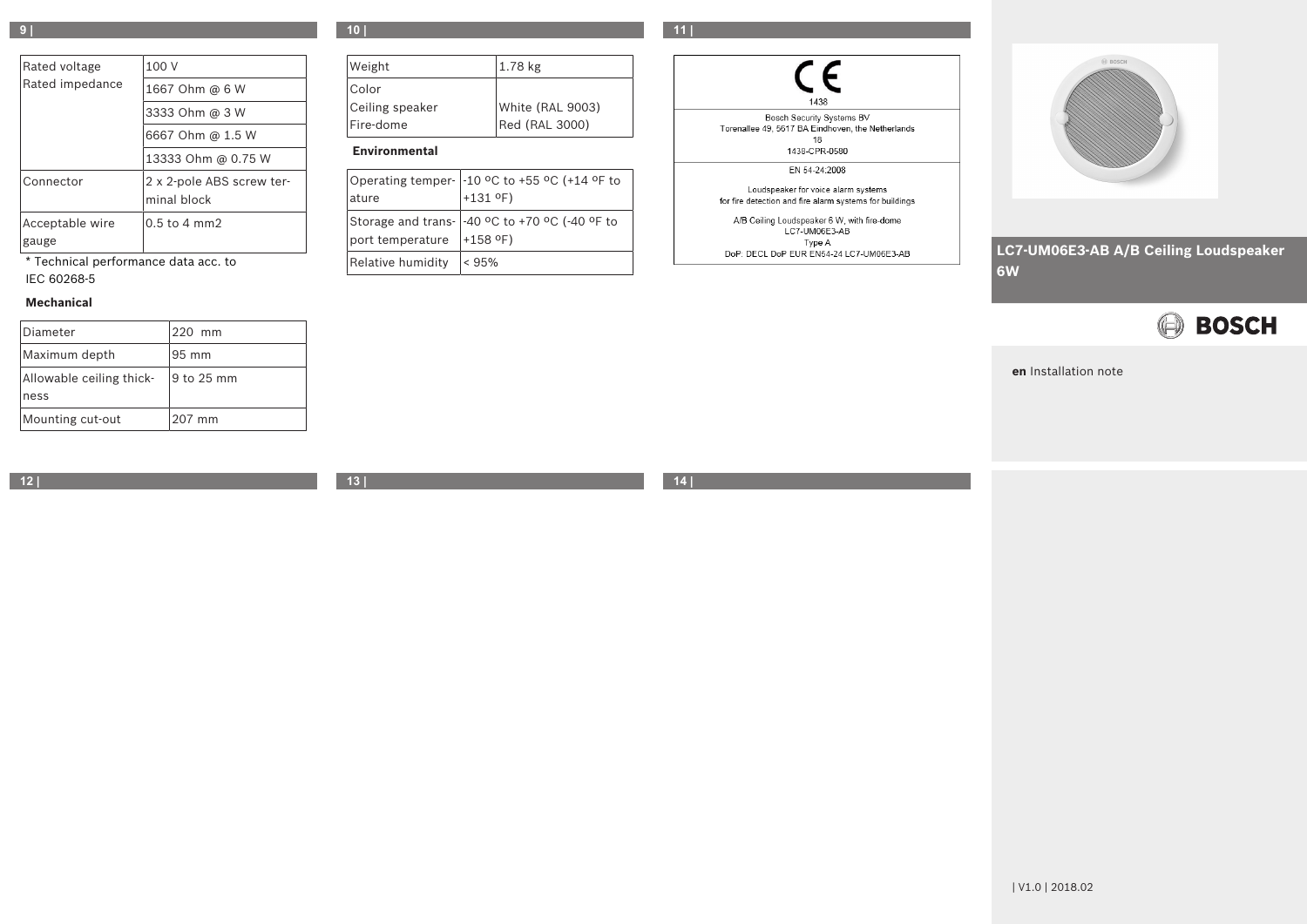## 9 |

| | |
|---|---|
| Rated voltage | 100 V |
| Rated impedance | 1667 Ohm @ 6 W |
| | 3333 Ohm @ 3 W |
| | 6667 Ohm @ 1.5 W |
| | 13333 Ohm @ 0.75 W |
| Connector | 2 x 2-pole ABS screw terminal block |
| Acceptable wire gauge | 0.5 to 4 mm2 |

* Technical performance data acc. to IEC 60268-5

**Mechanical**

| | |
|---|---|
| Diameter | 220 mm |
| Maximum depth | 95 mm |
| Allowable ceiling thickness | 9 to 25 mm |
| Mounting cut-out | 207 mm |

## 10 |

| | |
|---|---|
| Weight | 1.78 kg |
| Color<br>Ceiling speaker<br>Fire-dome | <br>White (RAL 9003)<br>Red (RAL 3000) |

**Environmental**

| | |
|---|---|
| Operating temperature | -10 ºC to +55 ºC (+14 ºF to +131 ºF) |
| Storage and transport temperature | -40 ºC to +70 ºC (-40 ºF to +158 ºF) |
| Relative humidity | < 95% |

## 11 |

CE
1438

Bosch Security Systems BV
Torenallee 49, 5617 BA Eindhoven, the Netherlands
18
1438-CPR-0580

EN 54-24:2008

Loudspeaker for voice alarm systems
for fire detection and fire alarm systems for buildings

A/B Ceiling Loudspeaker 6 W, with fire-dome
LC7-UM06E3-AB
Type A
DoP: DECL DoP EUR EN54-24 LC7-UM06E3-AB

## 12 |

## 13 |

## 14 |

# LC7-UM06E3-AB A/B Ceiling Loudspeaker 6W

BOSCH

**en** Installation note

| V1.0 | 2018.02